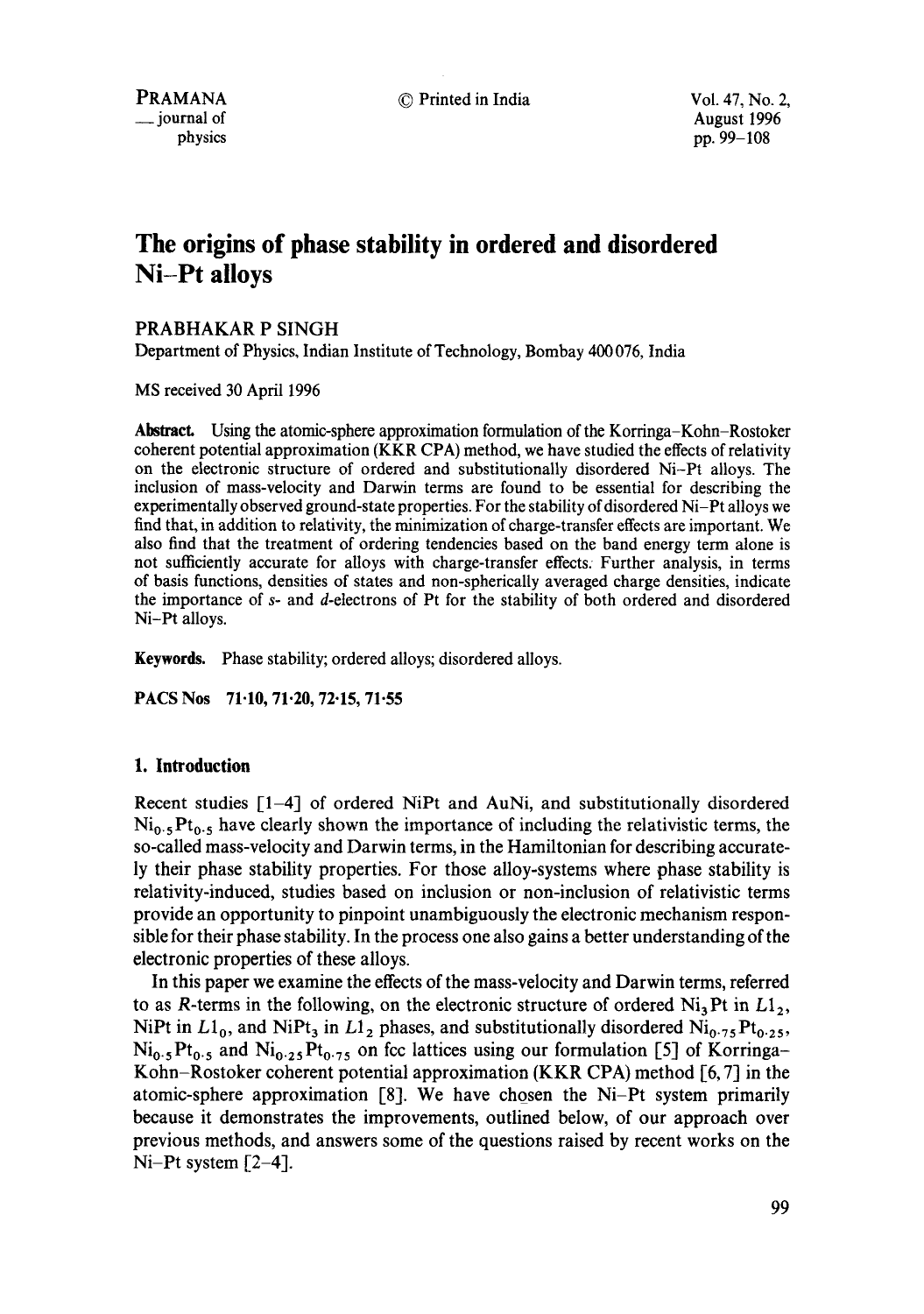# The origins of phase stability in ordered and disordered Ni–Pt alloys

PRABHAKAR P SINGH

Department of Physics, Indian Institute of Technology, Bombay 400076, India

MS received 30 April 1996

**Abstract.** Using the atomic-sphere approximation formulation of the Korringa–Kohn–Rostoker coherent potential approximation (KKR CPA) method, we have studied the effects of relativity on the electronic structure of ordered and substitutionally disordered Ni–Pt alloys. The inclusion of mass-velocity and Darwin terms are found to be essential for describing the experimentally observed ground-state properties. For the stability of disordered Ni–Pt alloys we find that, in addition to relativity, the minimization of charge-transfer effects are important. We also find that the treatment of ordering tendencies based on the band energy term alone is not sufficiently accurate for alloys with charge-transfer effects. Further analysis, in terms of basis functions, densities of states and non-spherically averaged charge densities, indicate the importance of *s*- and *d*-electrons of Pt for the stability of both ordered and disordered Ni–Pt alloys.

**Keywords.** Phase stability; ordered alloys; disordered alloys.

**PACS Nos** 71·10, 71·20, 72·15, 71·55

## 1. Introduction

Recent studies [1–4] of ordered NiPt and AuNi, and substitutionally disordered $Ni_{0.5}Pt_{0.5}$ have clearly shown the importance of including the relativistic terms, the so-called mass-velocity and Darwin terms, in the Hamiltonian for describing accurately their phase stability properties. For those alloy-systems where phase stability is relativity-induced, studies based on inclusion or non-inclusion of relativistic terms provide an opportunity to pinpoint unambiguously the electronic mechanism responsible for their phase stability. In the process one also gains a better understanding of the electronic properties of these alloys.

In this paper we examine the effects of the mass-velocity and Darwin terms, referred to as *R*-terms in the following, on the electronic structure of ordered $Ni_3Pt$ in $L1_2$, NiPt in $L1_0$, and $NiPt_3$ in $L1_2$ phases, and substitutionally disordered $Ni_{0.75}Pt_{0.25}$, $Ni_{0.5}Pt_{0.5}$ and $Ni_{0.25}Pt_{0.75}$ on fcc lattices using our formulation [5] of Korringa–Kohn–Rostoker coherent potential approximation (KKR CPA) method [6, 7] in the atomic-sphere approximation [8]. We have chosen the Ni–Pt system primarily because it demonstrates the improvements, outlined below, of our approach over previous methods, and answers some of the questions raised by recent works on the Ni–Pt system [2–4].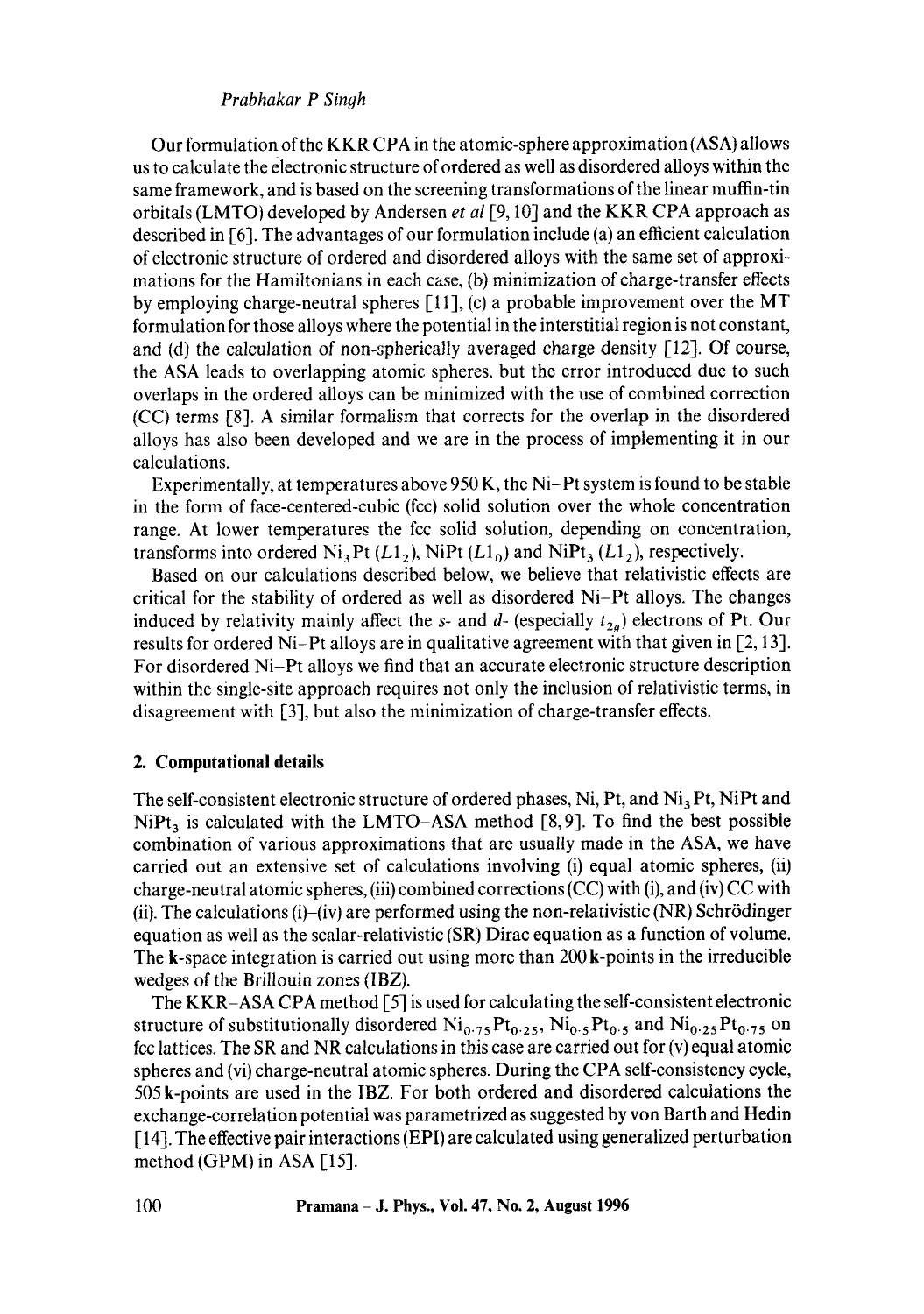Our formulation of the KKR CPA in the atomic-sphere approximation (ASA) allows us to calculate the electronic structure of ordered as well as disordered alloys within the same framework, and is based on the screening transformations of the linear muffin-tin orbitals (LMTO) developed by Andersen *et al* [9, 10] and the KKR CPA approach as described in [6]. The advantages of our formulation include (a) an efficient calculation of electronic structure of ordered and disordered alloys with the same set of approximations for the Hamiltonians in each case, (b) minimization of charge-transfer effects by employing charge-neutral spheres [11], (c) a probable improvement over the MT formulation for those alloys where the potential in the interstitial region is not constant, and (d) the calculation of non-spherically averaged charge density [12]. Of course, the ASA leads to overlapping atomic spheres, but the error introduced due to such overlaps in the ordered alloys can be minimized with the use of combined correction (CC) terms [8]. A similar formalism that corrects for the overlap in the disordered alloys has also been developed and we are in the process of implementing it in our calculations.

Experimentally, at temperatures above 950 K, the Ni–Pt system is found to be stable in the form of face-centered-cubic (fcc) solid solution over the whole concentration range. At lower temperatures the fcc solid solution, depending on concentration, transforms into ordered $Ni_3Pt$ ($L1_2$), NiPt ($L1_0$) and $NiPt_3$ ($L1_2$), respectively.

Based on our calculations described below, we believe that relativistic effects are critical for the stability of ordered as well as disordered Ni–Pt alloys. The changes induced by relativity mainly affect the *s*- and *d*- (especially $t_{2g}$) electrons of Pt. Our results for ordered Ni–Pt alloys are in qualitative agreement with that given in [2, 13]. For disordered Ni–Pt alloys we find that an accurate electronic structure description within the single-site approach requires not only the inclusion of relativistic terms, in disagreement with [3], but also the minimization of charge-transfer effects.

## 2. Computational details

The self-consistent electronic structure of ordered phases, Ni, Pt, and $Ni_3Pt$, NiPt and $NiPt_3$ is calculated with the LMTO–ASA method [8, 9]. To find the best possible combination of various approximations that are usually made in the ASA, we have carried out an extensive set of calculations involving (i) equal atomic spheres, (ii) charge-neutral atomic spheres, (iii) combined corrections (CC) with (i), and (iv) CC with (ii). The calculations (i)–(iv) are performed using the non-relativistic (NR) Schrödinger equation as well as the scalar-relativistic (SR) Dirac equation as a function of volume. The **k**-space integration is carried out using more than 200 **k**-points in the irreducible wedges of the Brillouin zones (IBZ).

The KKR–ASA CPA method [5] is used for calculating the self-consistent electronic structure of substitutionally disordered $Ni_{0.75}Pt_{0.25}$, $Ni_{0.5}Pt_{0.5}$ and $Ni_{0.25}Pt_{0.75}$ on fcc lattices. The SR and NR calculations in this case are carried out for (v) equal atomic spheres and (vi) charge-neutral atomic spheres. During the CPA self-consistency cycle, 505 **k**-points are used in the IBZ. For both ordered and disordered calculations the exchange-correlation potential was parametrized as suggested by von Barth and Hedin [14]. The effective pair interactions (EPI) are calculated using generalized perturbation method (GPM) in ASA [15].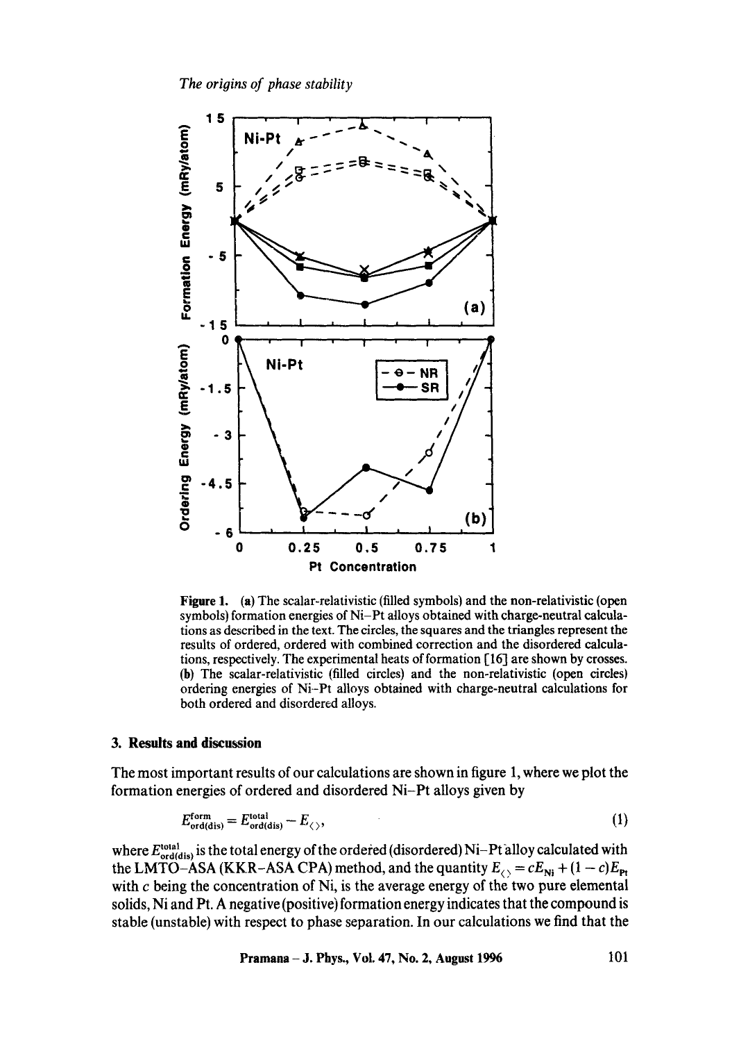**Figure 1.** (a) The scalar-relativistic (filled symbols) and the non-relativistic (open symbols) formation energies of Ni–Pt alloys obtained with charge-neutral calculations as described in the text. The circles, the squares and the triangles represent the results of ordered, ordered with combined correction and the disordered calculations, respectively. The experimental heats of formation [16] are shown by crosses. (b) The scalar-relativistic (filled circles) and the non-relativistic (open circles) ordering energies of Ni–Pt alloys obtained with charge-neutral calculations for both ordered and disordered alloys.

## 3. Results and discussion

The most important results of our calculations are shown in figure 1, where we plot the formation energies of ordered and disordered Ni–Pt alloys given by

$$E^{\text{form}}_{\text{ord(dis)}} = E^{\text{total}}_{\text{ord(dis)}} - E_{\langle\rangle}, \tag{1}$$

where $E^{\text{total}}_{\text{ord(dis)}}$ is the total energy of the ordered (disordered) Ni–Pt alloy calculated with the LMTO–ASA (KKR–ASA CPA) method, and the quantity $E_{\langle\rangle} = cE_{\text{Ni}} + (1 - c)E_{\text{Pt}}$ with $c$ being the concentration of Ni, is the average energy of the two pure elemental solids, Ni and Pt. A negative (positive) formation energy indicates that the compound is stable (unstable) with respect to phase separation. In our calculations we find that the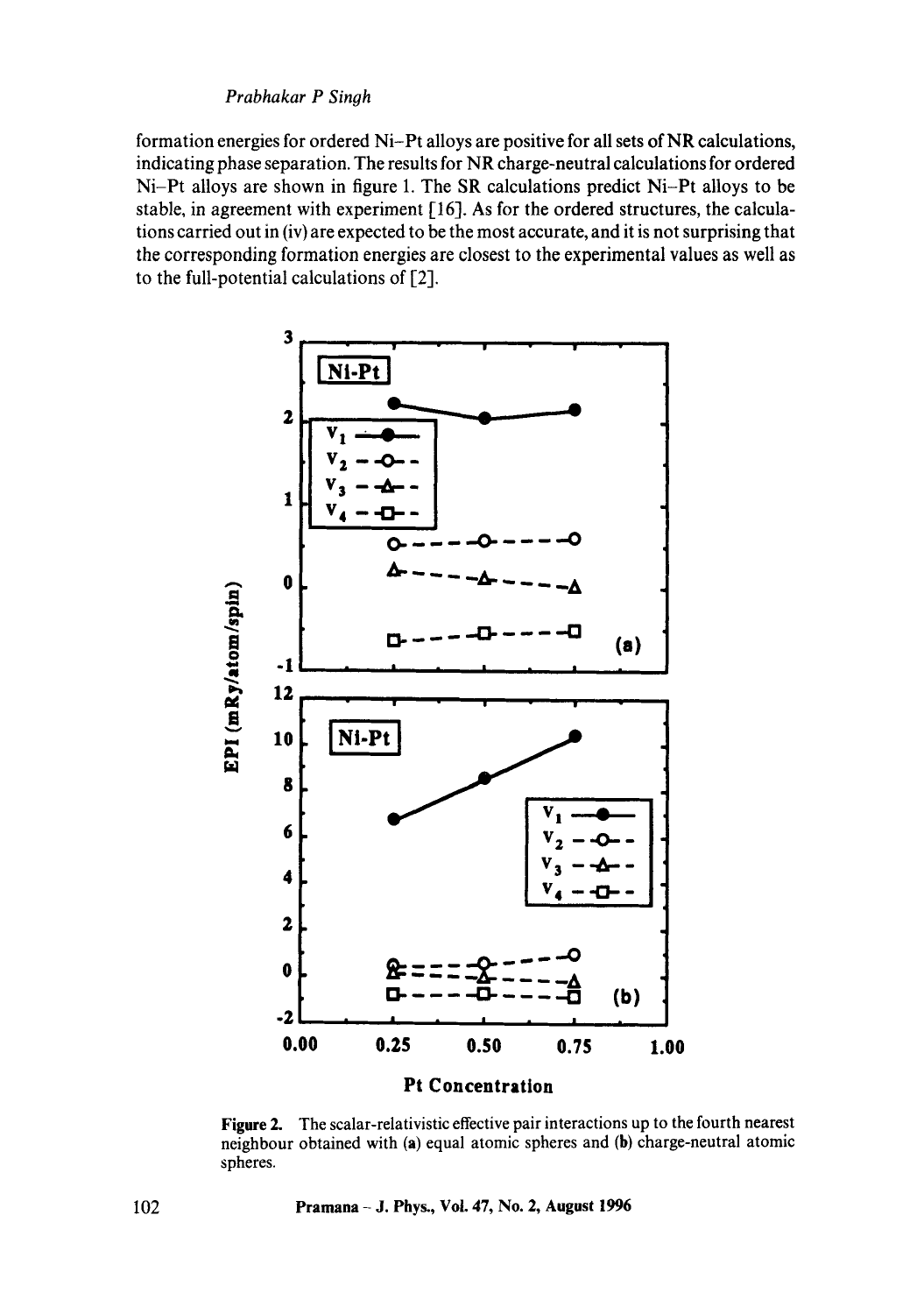formation energies for ordered Ni–Pt alloys are positive for all sets of NR calculations, indicating phase separation. The results for NR charge-neutral calculations for ordered Ni–Pt alloys are shown in figure 1. The SR calculations predict Ni–Pt alloys to be stable, in agreement with experiment [16]. As for the ordered structures, the calculations carried out in (iv) are expected to be the most accurate, and it is not surprising that the corresponding formation energies are closest to the experimental values as well as to the full-potential calculations of [2].

**Figure 2.** The scalar-relativistic effective pair interactions up to the fourth nearest neighbour obtained with (a) equal atomic spheres and (b) charge-neutral atomic spheres.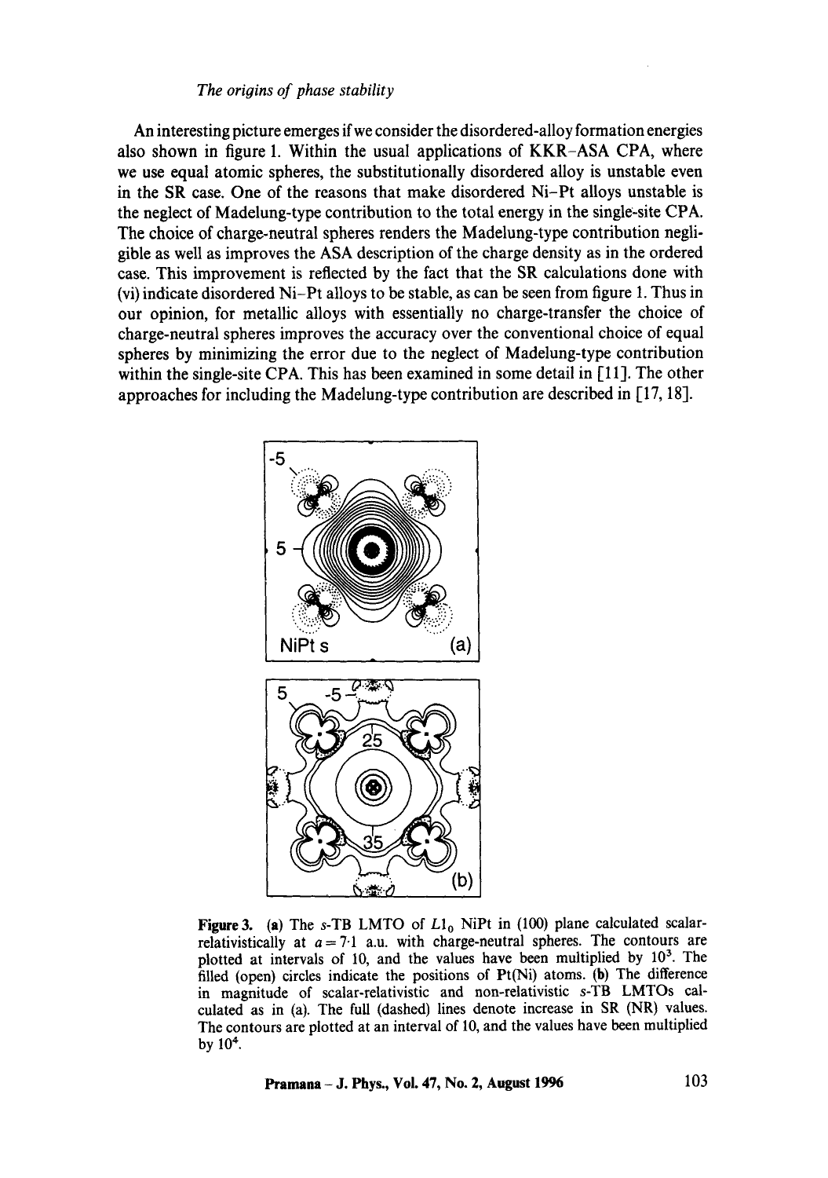An interesting picture emerges if we consider the disordered-alloy formation energies also shown in figure 1. Within the usual applications of KKR–ASA CPA, where we use equal atomic spheres, the substitutionally disordered alloy is unstable even in the SR case. One of the reasons that make disordered Ni–Pt alloys unstable is the neglect of Madelung-type contribution to the total energy in the single-site CPA. The choice of charge-neutral spheres renders the Madelung-type contribution negligible as well as improves the ASA description of the charge density as in the ordered case. This improvement is reflected by the fact that the SR calculations done with (vi) indicate disordered Ni–Pt alloys to be stable, as can be seen from figure 1. Thus in our opinion, for metallic alloys with essentially no charge-transfer the choice of charge-neutral spheres improves the accuracy over the conventional choice of equal spheres by minimizing the error due to the neglect of Madelung-type contribution within the single-site CPA. This has been examined in some detail in [11]. The other approaches for including the Madelung-type contribution are described in [17, 18].

**Figure 3.** (a) The *s*-TB LMTO of $L1_0$ NiPt in (100) plane calculated scalar-relativistically at $a = 7{\cdot}1$ a.u. with charge-neutral spheres. The contours are plotted at intervals of 10, and the values have been multiplied by $10^3$. The filled (open) circles indicate the positions of Pt(Ni) atoms. (b) The difference in magnitude of scalar-relativistic and non-relativistic *s*-TB LMTOs calculated as in (a). The full (dashed) lines denote increase in SR (NR) values. The contours are plotted at an interval of 10, and the values have been multiplied by $10^4$.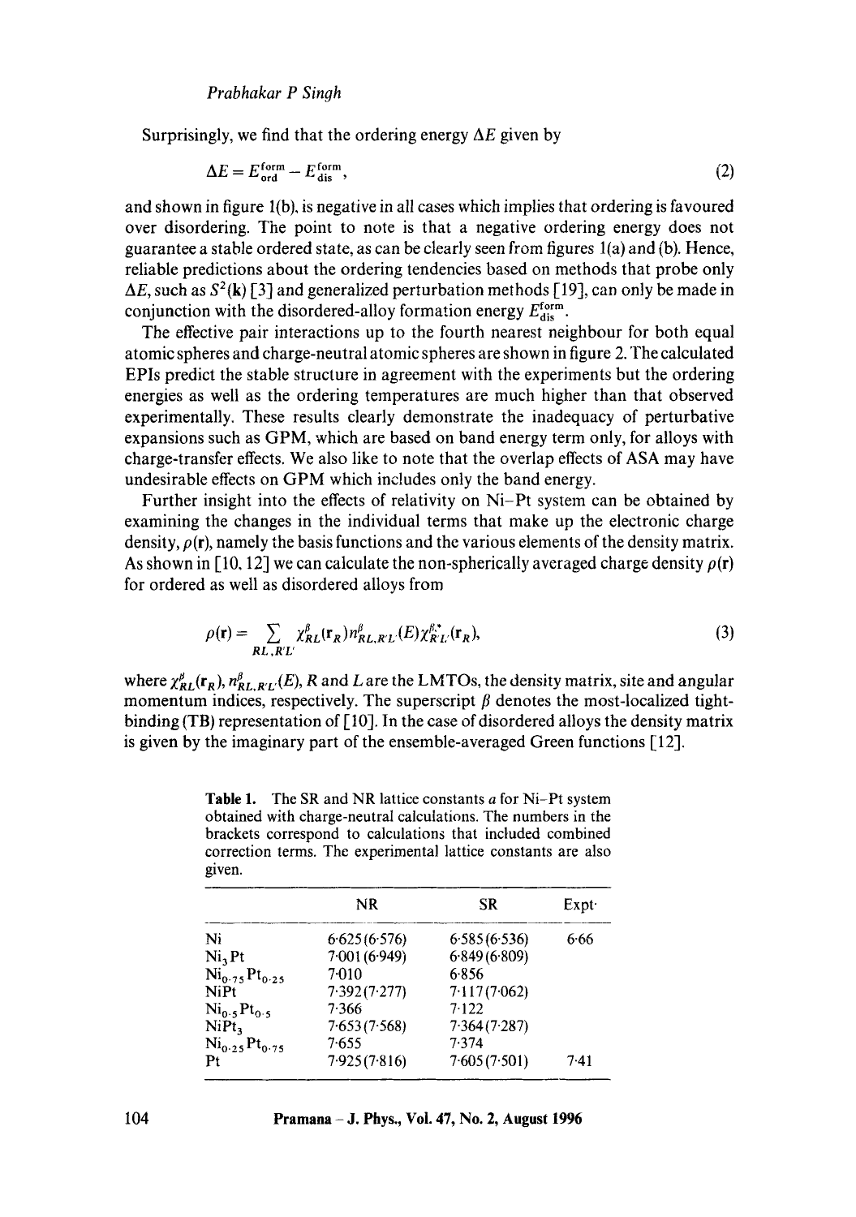Surprisingly, we find that the ordering energy $\Delta E$ given by

$$\Delta E = E_{\mathrm{ord}}^{\mathrm{form}} - E_{\mathrm{dis}}^{\mathrm{form}}, \tag{2}$$

and shown in figure 1(b), is negative in all cases which implies that ordering is favoured over disordering. The point to note is that a negative ordering energy does not guarantee a stable ordered state, as can be clearly seen from figures 1(a) and (b). Hence, reliable predictions about the ordering tendencies based on methods that probe only $\Delta E$, such as $S^2(\mathbf{k})$ [3] and generalized perturbation methods [19], can only be made in conjunction with the disordered-alloy formation energy $E_{\mathrm{dis}}^{\mathrm{form}}$.

The effective pair interactions up to the fourth nearest neighbour for both equal atomic spheres and charge-neutral atomic spheres are shown in figure 2. The calculated EPIs predict the stable structure in agreement with the experiments but the ordering energies as well as the ordering temperatures are much higher than that observed experimentally. These results clearly demonstrate the inadequacy of perturbative expansions such as GPM, which are based on band energy term only, for alloys with charge-transfer effects. We also like to note that the overlap effects of ASA may have undesirable effects on GPM which includes only the band energy.

Further insight into the effects of relativity on Ni–Pt system can be obtained by examining the changes in the individual terms that make up the electronic charge density, $\rho(\mathbf{r})$, namely the basis functions and the various elements of the density matrix. As shown in [10, 12] we can calculate the non-spherically averaged charge density $\rho(\mathbf{r})$ for ordered as well as disordered alloys from

$$\rho(\mathbf{r}) = \sum_{RL,R'L'} \chi_{RL}^{\beta}(\mathbf{r}_R) n_{RL,R'L'}^{\beta}(E) \chi_{R'L'}^{\beta *}(\mathbf{r}_R), \tag{3}$$

where $\chi_{RL}^{\beta}(\mathbf{r}_R)$, $n_{RL,R'L'}^{\beta}(E)$, $R$ and $L$ are the LMTOs, the density matrix, site and angular momentum indices, respectively. The superscript $\beta$ denotes the most-localized tight-binding (TB) representation of [10]. In the case of disordered alloys the density matrix is given by the imaginary part of the ensemble-averaged Green functions [12].

**Table 1.** The SR and NR lattice constants $a$ for Ni–Pt system obtained with charge-neutral calculations. The numbers in the brackets correspond to calculations that included combined correction terms. The experimental lattice constants are also given.

| | NR | SR | Expt |
|---|---|---|---|
| Ni | 6·625 (6·576) | 6·585 (6·536) | 6·66 |
| $Ni_3Pt$ | 7·001 (6·949) | 6·849 (6·809) | |
| $Ni_{0.75}Pt_{0.25}$ | 7·010 | 6·856 | |
| NiPt | 7·392 (7·277) | 7·117 (7·062) | |
| $Ni_{0.5}Pt_{0.5}$ | 7·366 | 7·122 | |
| $NiPt_3$ | 7·653 (7·568) | 7·364 (7·287) | |
| $Ni_{0.25}Pt_{0.75}$ | 7·655 | 7·374 | |
| Pt | 7·925 (7·816) | 7·605 (7·501) | 7·41 |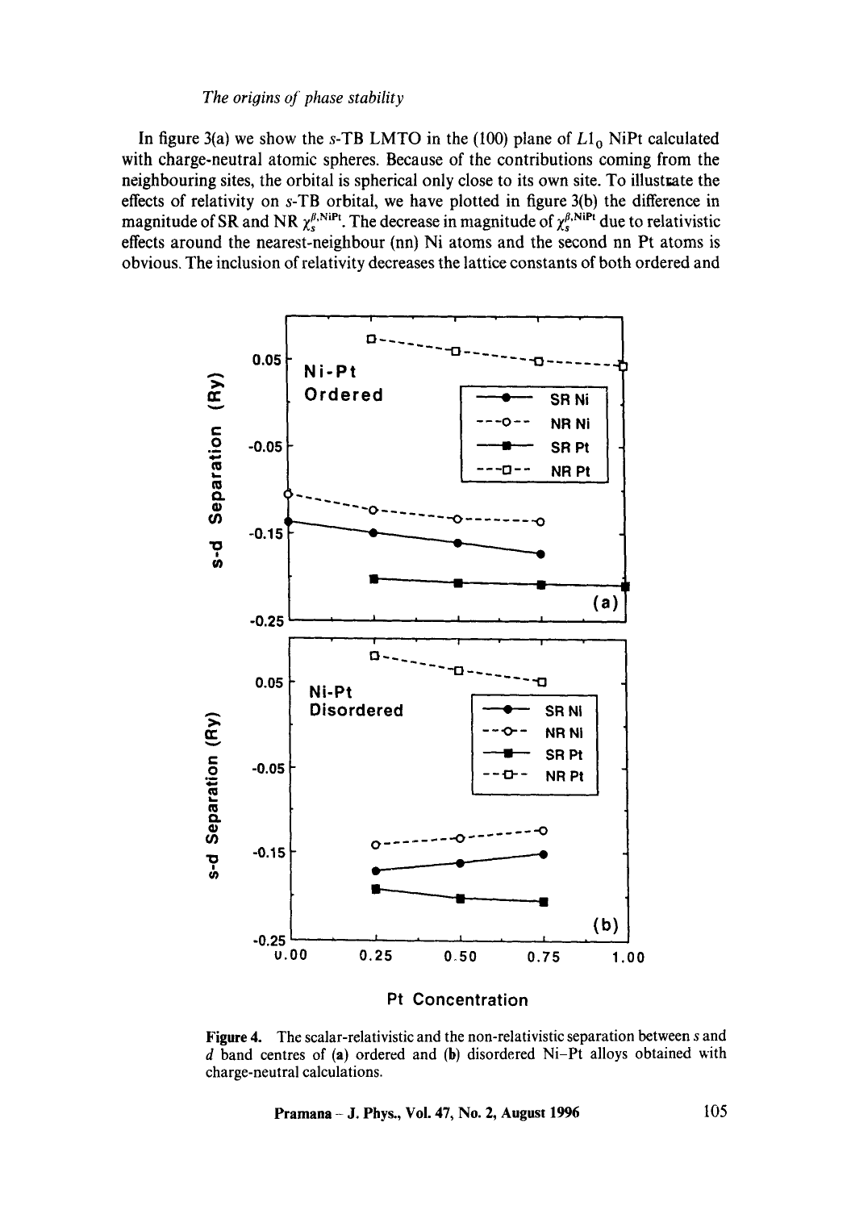In figure 3(a) we show the $s$-TB LMTO in the (100) plane of $L1_0$ NiPt calculated with charge-neutral atomic spheres. Because of the contributions coming from the neighbouring sites, the orbital is spherical only close to its own site. To illustrate the effects of relativity on $s$-TB orbital, we have plotted in figure 3(b) the difference in magnitude of SR and NR $\chi_s^{\beta,\mathrm{NiPt}}$. The decrease in magnitude of $\chi_s^{\beta,\mathrm{NiPt}}$ due to relativistic effects around the nearest-neighbour (nn) Ni atoms and the second nn Pt atoms is obvious. The inclusion of relativity decreases the lattice constants of both ordered and

**Figure 4.** The scalar-relativistic and the non-relativistic separation between $s$ and $d$ band centres of (**a**) ordered and (**b**) disordered Ni–Pt alloys obtained with charge-neutral calculations.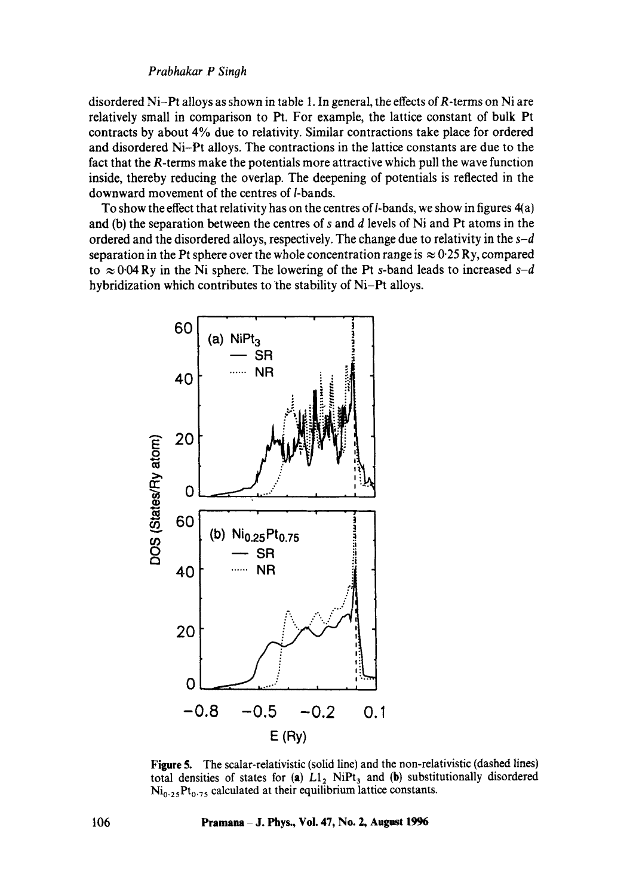disordered Ni–Pt alloys as shown in table 1. In general, the effects of $R$-terms on Ni are relatively small in comparison to Pt. For example, the lattice constant of bulk Pt contracts by about 4% due to relativity. Similar contractions take place for ordered and disordered Ni–Pt alloys. The contractions in the lattice constants are due to the fact that the $R$-terms make the potentials more attractive which pull the wave function inside, thereby reducing the overlap. The deepening of potentials is reflected in the downward movement of the centres of $l$-bands.

To show the effect that relativity has on the centres of $l$-bands, we show in figures 4(a) and (b) the separation between the centres of $s$ and $d$ levels of Ni and Pt atoms in the ordered and the disordered alloys, respectively. The change due to relativity in the $s$–$d$ separation in the Pt sphere over the whole concentration range is $\approx 0.25$ Ry, compared to $\approx 0.04$ Ry in the Ni sphere. The lowering of the Pt $s$-band leads to increased $s$–$d$ hybridization which contributes to the stability of Ni–Pt alloys.

**Figure 5.** The scalar-relativistic (solid line) and the non-relativistic (dashed lines) total densities of states for (**a**) $L1_2$ $NiPt_3$ and (**b**) substitutionally disordered $Ni_{0.25}Pt_{0.75}$ calculated at their equilibrium lattice constants.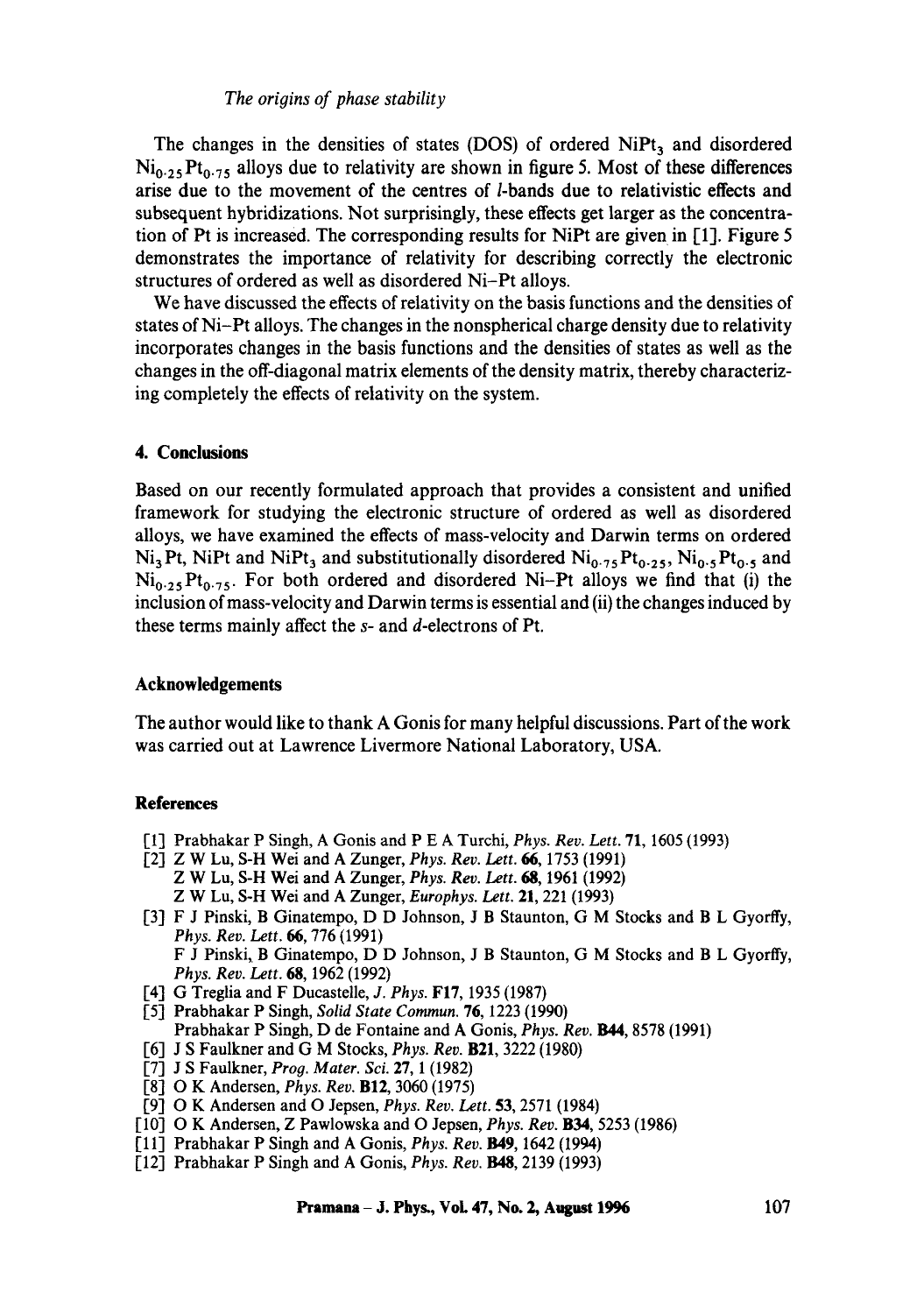The changes in the densities of states (DOS) of ordered $NiPt_3$ and disordered $Ni_{0.25}Pt_{0.75}$ alloys due to relativity are shown in figure 5. Most of these differences arise due to the movement of the centres of $l$-bands due to relativistic effects and subsequent hybridizations. Not surprisingly, these effects get larger as the concentration of Pt is increased. The corresponding results for NiPt are given in [1]. Figure 5 demonstrates the importance of relativity for describing correctly the electronic structures of ordered as well as disordered Ni–Pt alloys.

We have discussed the effects of relativity on the basis functions and the densities of states of Ni–Pt alloys. The changes in the nonspherical charge density due to relativity incorporates changes in the basis functions and the densities of states as well as the changes in the off-diagonal matrix elements of the density matrix, thereby characterizing completely the effects of relativity on the system.

## 4. Conclusions

Based on our recently formulated approach that provides a consistent and unified framework for studying the electronic structure of ordered as well as disordered alloys, we have examined the effects of mass-velocity and Darwin terms on ordered $Ni_3Pt$, NiPt and $NiPt_3$ and substitutionally disordered $Ni_{0.75}Pt_{0.25}$, $Ni_{0.5}Pt_{0.5}$ and $Ni_{0.25}Pt_{0.75}$. For both ordered and disordered Ni–Pt alloys we find that (i) the inclusion of mass-velocity and Darwin terms is essential and (ii) the changes induced by these terms mainly affect the $s$- and $d$-electrons of Pt.

## Acknowledgements

The author would like to thank A Gonis for many helpful discussions. Part of the work was carried out at Lawrence Livermore National Laboratory, USA.

## References

[1] Prabhakar P Singh, A Gonis and P E A Turchi, *Phys. Rev. Lett.* **71**, 1605 (1993)

[2] Z W Lu, S-H Wei and A Zunger, *Phys. Rev. Lett.* **66**, 1753 (1991)
Z W Lu, S-H Wei and A Zunger, *Phys. Rev. Lett.* **68**, 1961 (1992)
Z W Lu, S-H Wei and A Zunger, *Europhys. Lett.* **21**, 221 (1993)

[3] F J Pinski, B Ginatempo, D D Johnson, J B Staunton, G M Stocks and B L Gyorffy, *Phys. Rev. Lett.* **66**, 776 (1991)
F J Pinski, B Ginatempo, D D Johnson, J B Staunton, G M Stocks and B L Gyorffy, *Phys. Rev. Lett.* **68**, 1962 (1992)

[4] G Treglia and F Ducastelle, *J. Phys.* **F17**, 1935 (1987)

[5] Prabhakar P Singh, *Solid State Commun.* **76**, 1223 (1990)
Prabhakar P Singh, D de Fontaine and A Gonis, *Phys. Rev.* **B44**, 8578 (1991)

[6] J S Faulkner and G M Stocks, *Phys. Rev.* **B21**, 3222 (1980)

[7] J S Faulkner, *Prog. Mater. Sci.* **27**, 1 (1982)

[8] O K Andersen, *Phys. Rev.* **B12**, 3060 (1975)

[9] O K Andersen and O Jepsen, *Phys. Rev. Lett.* **53**, 2571 (1984)

[10] O K Andersen, Z Pawlowska and O Jepsen, *Phys. Rev.* **B34**, 5253 (1986)

[11] Prabhakar P Singh and A Gonis, *Phys. Rev.* **B49**, 1642 (1994)

[12] Prabhakar P Singh and A Gonis, *Phys. Rev.* **B48**, 2139 (1993)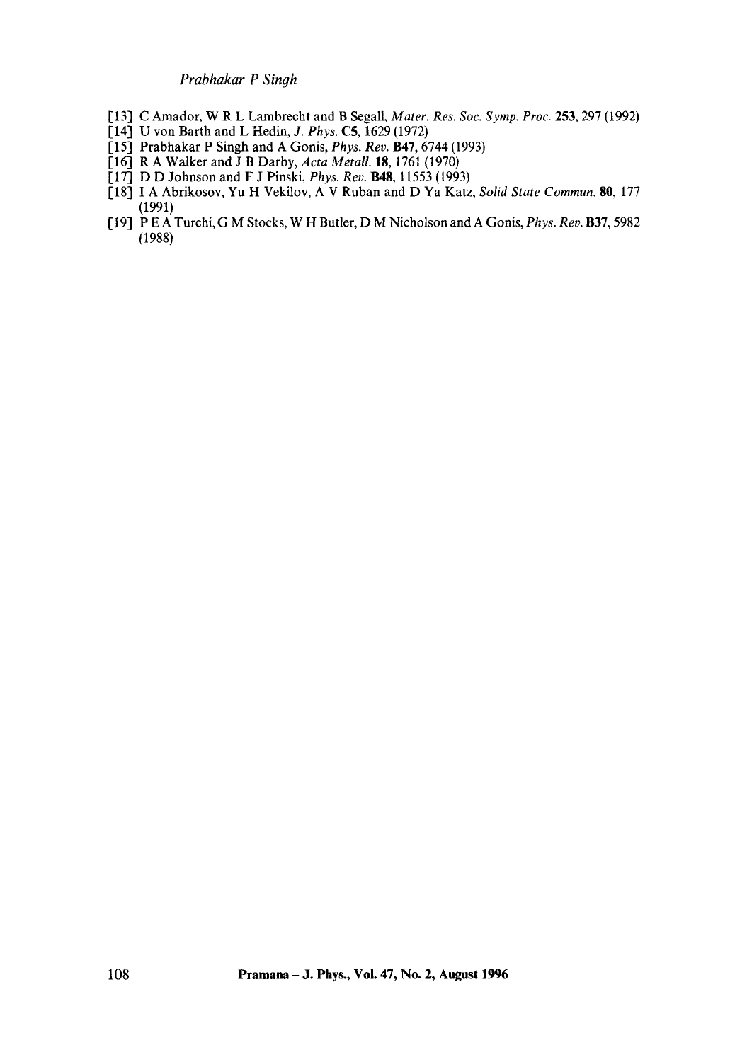[13] C Amador, W R L Lambrecht and B Segall, *Mater. Res. Soc. Symp. Proc.* **253**, 297 (1992)

[14] U von Barth and L Hedin, *J. Phys.* **C5**, 1629 (1972)

[15] Prabhakar P Singh and A Gonis, *Phys. Rev.* **B47**, 6744 (1993)

[16] R A Walker and J B Darby, *Acta Metall.* **18**, 1761 (1970)

[17] D D Johnson and F J Pinski, *Phys. Rev.* **B48**, 11553 (1993)

[18] I A Abrikosov, Yu H Vekilov, A V Ruban and D Ya Katz, *Solid State Commun.* **80**, 177 (1991)

[19] P E A Turchi, G M Stocks, W H Butler, D M Nicholson and A Gonis, *Phys. Rev.* **B37**, 5982 (1988)